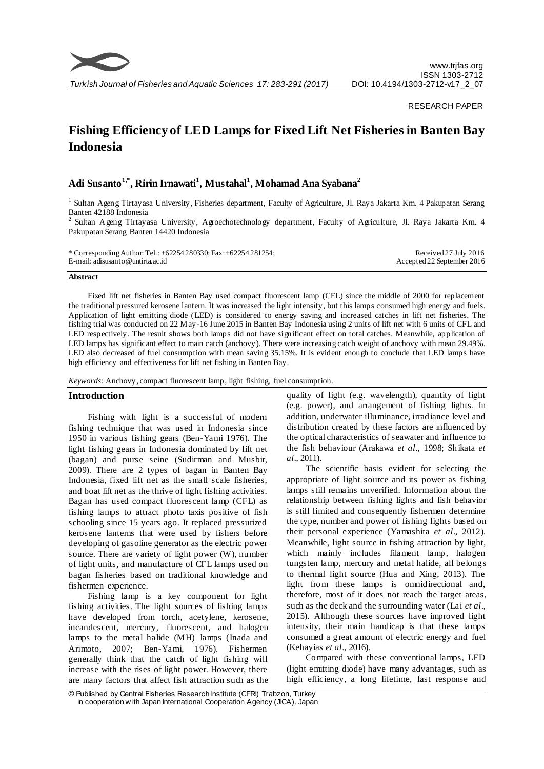RESEARCH PAPER

# Fishing Efficiency of LED Lamps for Fixed Lift Net Fisheries in Banten Bay Indonesia

## Adi Susanto[1,*], Ririn Irnawati[1], Mustahal[1], Mohamad Ana Syabana[2]

[1] Sultan Ageng Tirtayasa University, Fisheries department, Faculty of Agriculture, Jl. Raya Jakarta Km. 4 Pakupatan Serang Banten 42188 Indonesia

[2] Sultan Ageng Tirtayasa University, Agroechotechnology department, Faculty of Agriculture, Jl. Raya Jakarta Km. 4 Pakupatan Serang Banten 14420 Indonesia

\* Corresponding Author: Tel.: +62254 280330; Fax: +62254 281254;
E-mail: adisusanto@untirta.ac.id

Received 27 July 2016
Accepted 22 September 2016

**Abstract**

Fixed lift net fisheries in Banten Bay used compact fluorescent lamp (CFL) since the middle of 2000 for replacement the traditional pressured kerosene lantern. It was increased the light intensity, but this lamps consumed high energy and fuels. Application of light emitting diode (LED) is considered to energy saving and increased catches in lift net fisheries. The fishing trial was conducted on 22 May-16 June 2015 in Banten Bay Indonesia using 2 units of lift net with 6 units of CFL and LED respectively. The result shows both lamps did not have significant effect on total catches. Meanwhile, application of LED lamps has significant effect to main catch (anchovy). There were increasing catch weight of anchovy with mean 29.49%. LED also decreased of fuel consumption with mean saving 35.15%. It is evident enough to conclude that LED lamps have high efficiency and effectiveness for lift net fishing in Banten Bay.

*Keywords*: Anchovy, compact fluorescent lamp, light fishing, fuel consumption.

## Introduction

Fishing with light is a successful of modern fishing technique that was used in Indonesia since 1950 in various fishing gears (Ben-Yami 1976). The light fishing gears in Indonesia dominated by lift net (bagan) and purse seine (Sudirman and Musbir, 2009). There are 2 types of bagan in Banten Bay Indonesia, fixed lift net as the small scale fisheries, and boat lift net as the thrive of light fishing activities. Bagan has used compact fluorescent lamp (CFL) as fishing lamps to attract photo taxis positive of fish schooling since 15 years ago. It replaced pressurized kerosene lanterns that were used by fishers before developing of gasoline generator as the electric power source. There are variety of light power (W), number of light units, and manufacture of CFL lamps used on bagan fisheries based on traditional knowledge and fishermen experience.

Fishing lamp is a key component for light fishing activities. The light sources of fishing lamps have developed from torch, acetylene, kerosene, incandescent, mercury, fluorescent, and halogen lamps to the metal halide (MH) lamps (Inada and Arimoto, 2007; Ben-Yami, 1976). Fishermen generally think that the catch of light fishing will increase with the rises of light power. However, there are many factors that affect fish attraction such as the quality of light (e.g. wavelength), quantity of light (e.g. power), and arrangement of fishing lights. In addition, underwater illuminance, irradiance level and distribution created by these factors are influenced by the optical characteristics of seawater and influence to the fish behaviour (Arakawa *et al*., 1998; Shikata *et al*., 2011).

The scientific basis evident for selecting the appropriate of light source and its power as fishing lamps still remains unverified. Information about the relationship between fishing lights and fish behavior is still limited and consequently fishermen determine the type, number and power of fishing lights based on their personal experience (Yamashita *et al*., 2012). Meanwhile, light source in fishing attraction by light, which mainly includes filament lamp, halogen tungsten lamp, mercury and metal halide, all belongs to thermal light source (Hua and Xing, 2013). The light from these lamps is omnidirectional and, therefore, most of it does not reach the target areas, such as the deck and the surrounding water (Lai *et al*., 2015). Although these sources have improved light intensity, their main handicap is that these lamps consumed a great amount of electric energy and fuel (Kehayias *et al*., 2016).

Compared with these conventional lamps, LED (light emitting diode) have many advantages, such as high efficiency, a long lifetime, fast response and

© Published by Central Fisheries Research Institute (CFRI) Trabzon, Turkey in cooperation with Japan International Cooperation Agency (JICA), Japan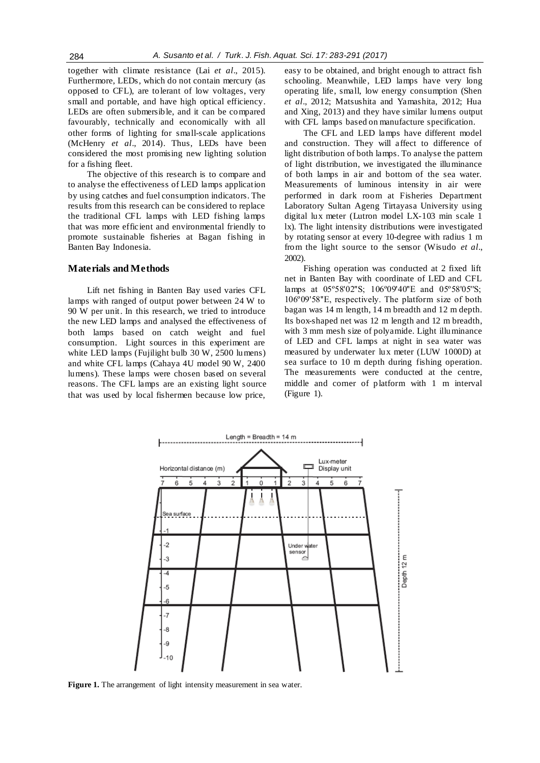together with climate resistance (Lai *et al*., 2015). Furthermore, LEDs, which do not contain mercury (as opposed to CFL), are tolerant of low voltages, very small and portable, and have high optical efficiency. LEDs are often submersible, and it can be compared favourably, technically and economically with all other forms of lighting for small-scale applications (McHenry *et al*., 2014). Thus, LEDs have been considered the most promising new lighting solution for a fishing fleet.

The objective of this research is to compare and to analyse the effectiveness of LED lamps application by using catches and fuel consumption indicators. The results from this research can be considered to replace the traditional CFL lamps with LED fishing lamps that was more efficient and environmental friendly to promote sustainable fisheries at Bagan fishing in Banten Bay Indonesia.

## Materials and Methods

Lift net fishing in Banten Bay used varies CFL lamps with ranged of output power between 24 W to 90 W per unit. In this research, we tried to introduce the new LED lamps and analysed the effectiveness of both lamps based on catch weight and fuel consumption. Light sources in this experiment are white LED lamps (Fujilight bulb 30 W, 2500 lumens) and white CFL lamps (Cahaya 4U model 90 W, 2400 lumens). These lamps were chosen based on several reasons. The CFL lamps are an existing light source that was used by local fishermen because low price, easy to be obtained, and bright enough to attract fish schooling. Meanwhile, LED lamps have very long operating life, small, low energy consumption (Shen *et al*., 2012; Matsushita and Yamashita, 2012; Hua and Xing, 2013) and they have similar lumens output with CFL lamps based on manufacture specification.

The CFL and LED lamps have different model and construction. They will affect to difference of light distribution of both lamps. To analyse the pattern of light distribution, we investigated the illuminance of both lamps in air and bottom of the sea water. Measurements of luminous intensity in air were performed in dark room at Fisheries Department Laboratory Sultan Ageng Tirtayasa University using digital lux meter (Lutron model LX-103 min scale 1 lx). The light intensity distributions were investigated by rotating sensor at every 10-degree with radius 1 m from the light source to the sensor (Wisudo *et al*., 2002).

Fishing operation was conducted at 2 fixed lift net in Banten Bay with coordinate of LED and CFL lamps at 05º58'02"S; 106º09'40"E and 05º58'05"S; 106º09'58"E, respectively. The platform size of both bagan was 14 m length, 14 m breadth and 12 m depth. Its box-shaped net was 12 m length and 12 m breadth, with 3 mm mesh size of polyamide. Light illuminance of LED and CFL lamps at night in sea water was measured by underwater lux meter (LUW 1000D) at sea surface to 10 m depth during fishing operation. The measurements were conducted at the centre, middle and corner of platform with 1 m interval (Figure 1).

**Figure 1.** The arrangement of light intensity measurement in sea water.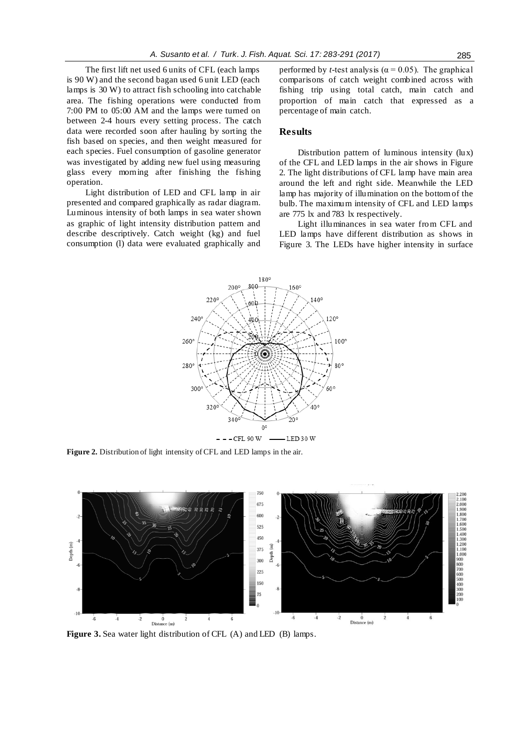The first lift net used 6 units of CFL (each lamps is 90 W) and the second bagan used 6 unit LED (each lamps is 30 W) to attract fish schooling into catchable area. The fishing operations were conducted from 7:00 PM to 05:00 AM and the lamps were turned on between 2-4 hours every setting process. The catch data were recorded soon after hauling by sorting the fish based on species, and then weight measured for each species. Fuel consumption of gasoline generator was investigated by adding new fuel using measuring glass every morning after finishing the fishing operation.

Light distribution of LED and CFL lamp in air presented and compared graphically as radar diagram. Luminous intensity of both lamps in sea water shown as graphic of light intensity distribution pattern and describe descriptively. Catch weight (kg) and fuel consumption (l) data were evaluated graphically and performed by *t*-test analysis ($\alpha = 0.05$). The graphical comparisons of catch weight combined across with fishing trip using total catch, main catch and proportion of main catch that expressed as a percentage of main catch.

## Results

Distribution pattern of luminous intensity (lux) of the CFL and LED lamps in the air shows in Figure 2. The light distributions of CFL lamp have main area around the left and right side. Meanwhile the LED lamp has majority of illumination on the bottom of the bulb. The maximum intensity of CFL and LED lamps are 775 lx and 783 lx respectively.

Light illuminances in sea water from CFL and LED lamps have different distribution as shows in Figure 3. The LEDs have higher intensity in surface

**Figure 2.** Distribution of light intensity of CFL and LED lamps in the air.

**Figure 3.** Sea water light distribution of CFL (A) and LED (B) lamps.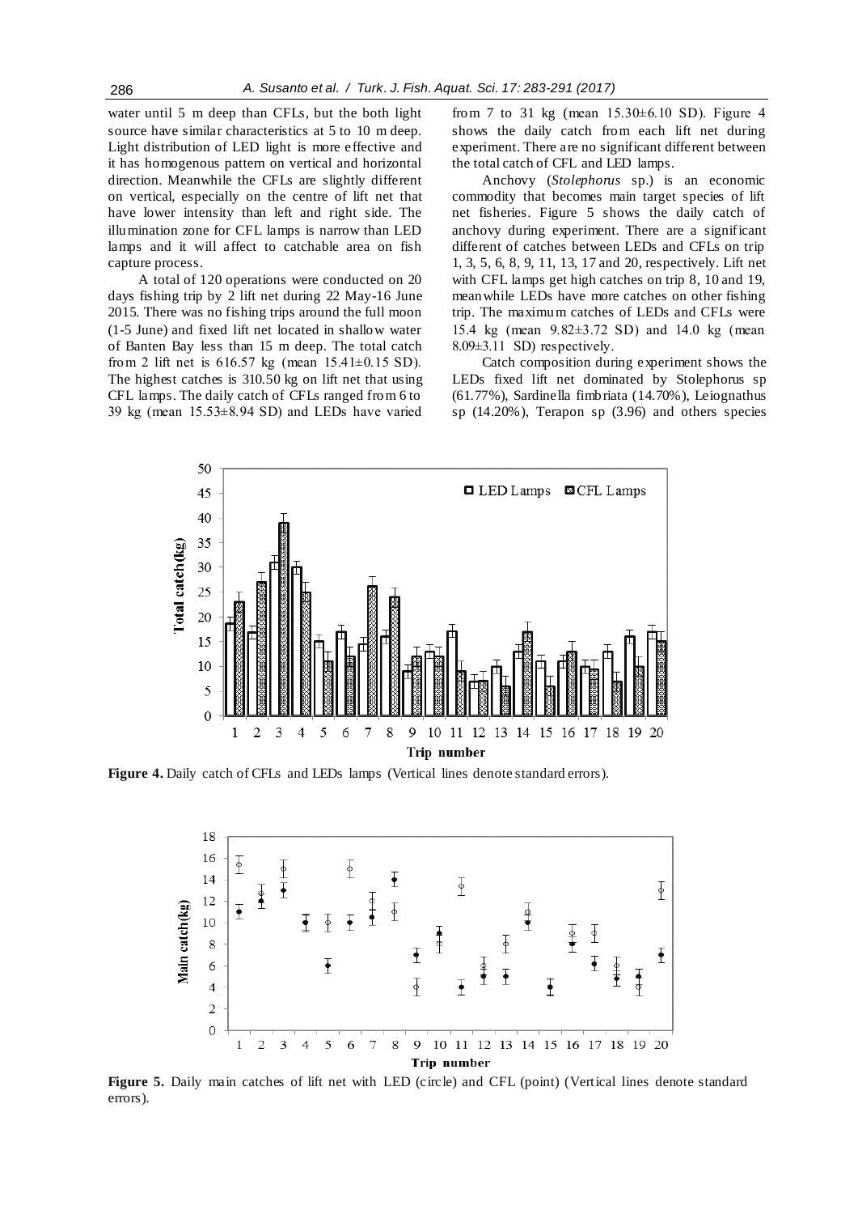water until 5 m deep than CFLs, but the both light source have similar characteristics at 5 to 10 m deep. Light distribution of LED light is more effective and it has homogenous pattern on vertical and horizontal direction. Meanwhile the CFLs are slightly different on vertical, especially on the centre of lift net that have lower intensity than left and right side. The illumination zone for CFL lamps is narrow than LED lamps and it will affect to catchable area on fish capture process.

A total of 120 operations were conducted on 20 days fishing trip by 2 lift net during 22 May-16 June 2015. There was no fishing trips around the full moon (1-5 June) and fixed lift net located in shallow water of Banten Bay less than 15 m deep. The total catch from 2 lift net is 616.57 kg (mean 15.41±0.15 SD). The highest catches is 310.50 kg on lift net that using CFL lamps. The daily catch of CFLs ranged from 6 to 39 kg (mean 15.53±8.94 SD) and LEDs have varied from 7 to 31 kg (mean 15.30±6.10 SD). Figure 4 shows the daily catch from each lift net during experiment. There are no significant different between the total catch of CFL and LED lamps.

Anchovy (*Stolephorus* sp.) is an economic commodity that becomes main target species of lift net fisheries. Figure 5 shows the daily catch of anchovy during experiment. There are a significant different of catches between LEDs and CFLs on trip 1, 3, 5, 6, 8, 9, 11, 13, 17 and 20, respectively. Lift net with CFL lamps get high catches on trip 8, 10 and 19, meanwhile LEDs have more catches on other fishing trip. The maximum catches of LEDs and CFLs were 15.4 kg (mean 9.82±3.72 SD) and 14.0 kg (mean 8.09±3.11 SD) respectively.

Catch composition during experiment shows the LEDs fixed lift net dominated by Stolephorus sp (61.77%), Sardinella fimbriata (14.70%), Leiognathus sp (14.20%), Terapon sp (3.96) and others species

**Figure 4.** Daily catch of CFLs and LEDs lamps (Vertical lines denote standard errors).

**Figure 5.** Daily main catches of lift net with LED (circle) and CFL (point) (Vertical lines denote standard errors).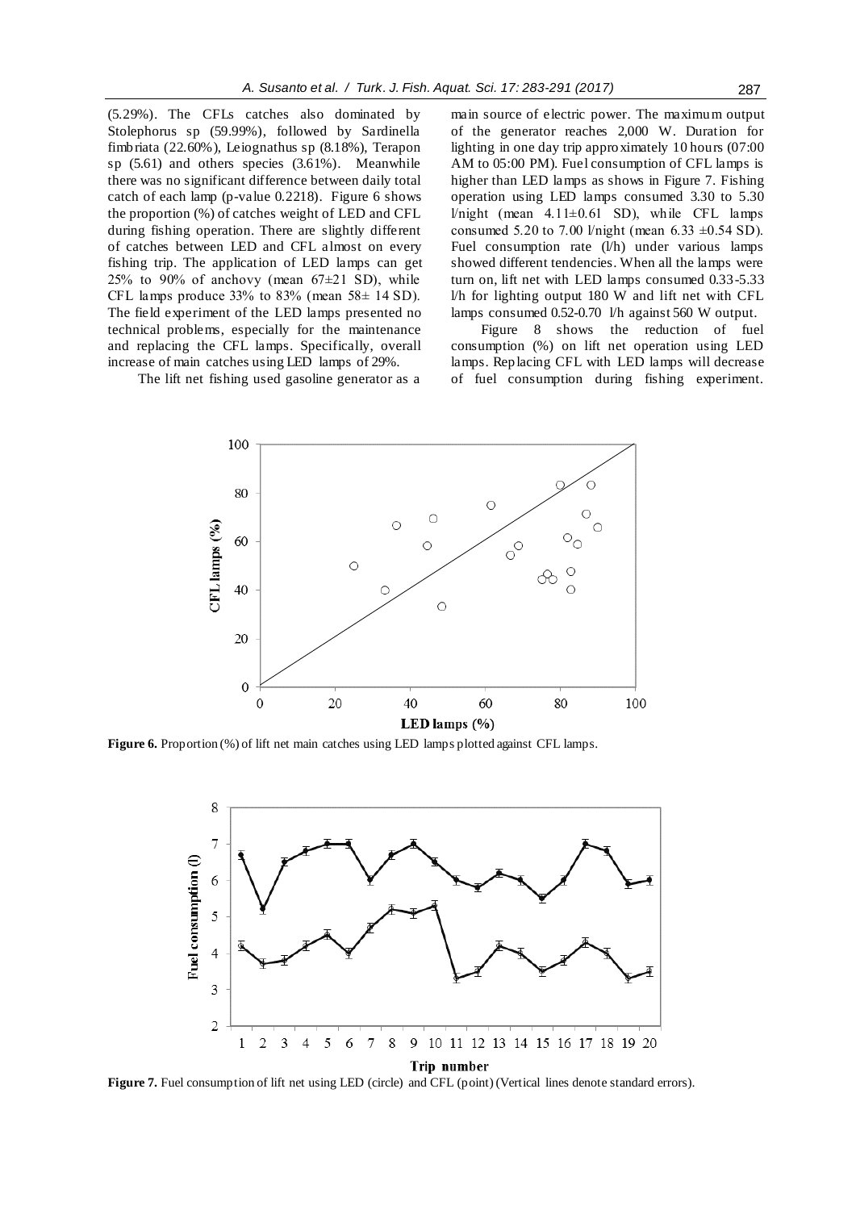(5.29%). The CFLs catches also dominated by Stolephorus sp (59.99%), followed by Sardinella fimbriata (22.60%), Leiognathus sp (8.18%), Terapon sp (5.61) and others species (3.61%). Meanwhile there was no significant difference between daily total catch of each lamp (p-value 0.2218). Figure 6 shows the proportion (%) of catches weight of LED and CFL during fishing operation. There are slightly different of catches between LED and CFL almost on every fishing trip. The application of LED lamps can get 25% to 90% of anchovy (mean 67±21 SD), while CFL lamps produce 33% to 83% (mean 58± 14 SD). The field experiment of the LED lamps presented no technical problems, especially for the maintenance and replacing the CFL lamps. Specifically, overall increase of main catches using LED lamps of 29%.

The lift net fishing used gasoline generator as a main source of electric power. The maximum output of the generator reaches 2,000 W. Duration for lighting in one day trip approximately 10 hours (07:00 AM to 05:00 PM). Fuel consumption of CFL lamps is higher than LED lamps as shows in Figure 7. Fishing operation using LED lamps consumed 3.30 to 5.30 l/night (mean 4.11±0.61 SD), while CFL lamps consumed 5.20 to 7.00 l/night (mean 6.33 ±0.54 SD). Fuel consumption rate (l/h) under various lamps showed different tendencies. When all the lamps were turn on, lift net with LED lamps consumed 0.33-5.33 l/h for lighting output 180 W and lift net with CFL lamps consumed 0.52-0.70 l/h against 560 W output.

Figure 8 shows the reduction of fuel consumption (%) on lift net operation using LED lamps. Replacing CFL with LED lamps will decrease of fuel consumption during fishing experiment.

**Figure 6.** Proportion (%) of lift net main catches using LED lamps plotted against CFL lamps.

**Figure 7.** Fuel consumption of lift net using LED (circle) and CFL (point) (Vertical lines denote standard errors).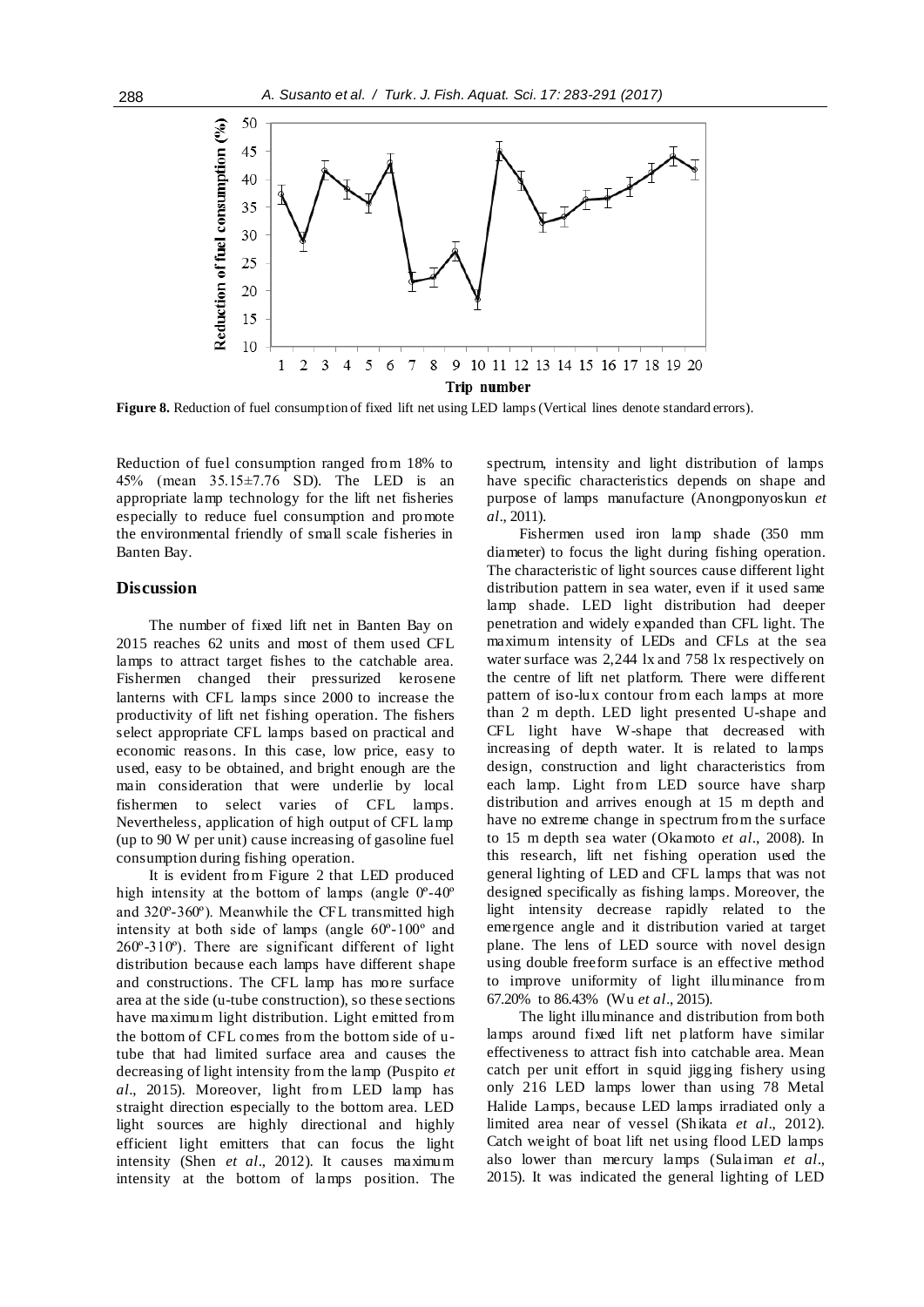**Figure 8.** Reduction of fuel consumption of fixed lift net using LED lamps (Vertical lines denote standard errors).

Reduction of fuel consumption ranged from 18% to 45% (mean 35.15±7.76 SD). The LED is an appropriate lamp technology for the lift net fisheries especially to reduce fuel consumption and promote the environmental friendly of small scale fisheries in Banten Bay.

## Discussion

The number of fixed lift net in Banten Bay on 2015 reaches 62 units and most of them used CFL lamps to attract target fishes to the catchable area. Fishermen changed their pressurized kerosene lanterns with CFL lamps since 2000 to increase the productivity of lift net fishing operation. The fishers select appropriate CFL lamps based on practical and economic reasons. In this case, low price, easy to used, easy to be obtained, and bright enough are the main consideration that were underlie by local fishermen to select varies of CFL lamps. Nevertheless, application of high output of CFL lamp (up to 90 W per unit) cause increasing of gasoline fuel consumption during fishing operation.

It is evident from Figure 2 that LED produced high intensity at the bottom of lamps (angle 0º-40º and 320º-360º). Meanwhile the CFL transmitted high intensity at both side of lamps (angle 60º-100º and 260º-310º). There are significant different of light distribution because each lamps have different shape and constructions. The CFL lamp has more surface area at the side (u-tube construction), so these sections have maximum light distribution. Light emitted from the bottom of CFL comes from the bottom side of u-tube that had limited surface area and causes the decreasing of light intensity from the lamp (Puspito *et al*., 2015). Moreover, light from LED lamp has straight direction especially to the bottom area. LED light sources are highly directional and highly efficient light emitters that can focus the light intensity (Shen *et al*., 2012). It causes maximum intensity at the bottom of lamps position. The spectrum, intensity and light distribution of lamps have specific characteristics depends on shape and purpose of lamps manufacture (Anongponyoskun *et al*., 2011).

Fishermen used iron lamp shade (350 mm diameter) to focus the light during fishing operation. The characteristic of light sources cause different light distribution pattern in sea water, even if it used same lamp shade. LED light distribution had deeper penetration and widely expanded than CFL light. The maximum intensity of LEDs and CFLs at the sea water surface was 2,244 lx and 758 lx respectively on the centre of lift net platform. There were different pattern of iso-lux contour from each lamps at more than 2 m depth. LED light presented U-shape and CFL light have W-shape that decreased with increasing of depth water. It is related to lamps design, construction and light characteristics from each lamp. Light from LED source have sharp distribution and arrives enough at 15 m depth and have no extreme change in spectrum from the surface to 15 m depth sea water (Okamoto *et al*., 2008). In this research, lift net fishing operation used the general lighting of LED and CFL lamps that was not designed specifically as fishing lamps. Moreover, the light intensity decrease rapidly related to the emergence angle and it distribution varied at target plane. The lens of LED source with novel design using double freeform surface is an effective method to improve uniformity of light illuminance from 67.20% to 86.43% (Wu *et al*., 2015).

The light illuminance and distribution from both lamps around fixed lift net platform have similar effectiveness to attract fish into catchable area. Mean catch per unit effort in squid jigging fishery using only 216 LED lamps lower than using 78 Metal Halide Lamps, because LED lamps irradiated only a limited area near of vessel (Shikata *et al*., 2012). Catch weight of boat lift net using flood LED lamps also lower than mercury lamps (Sulaiman *et al*., 2015). It was indicated the general lighting of LED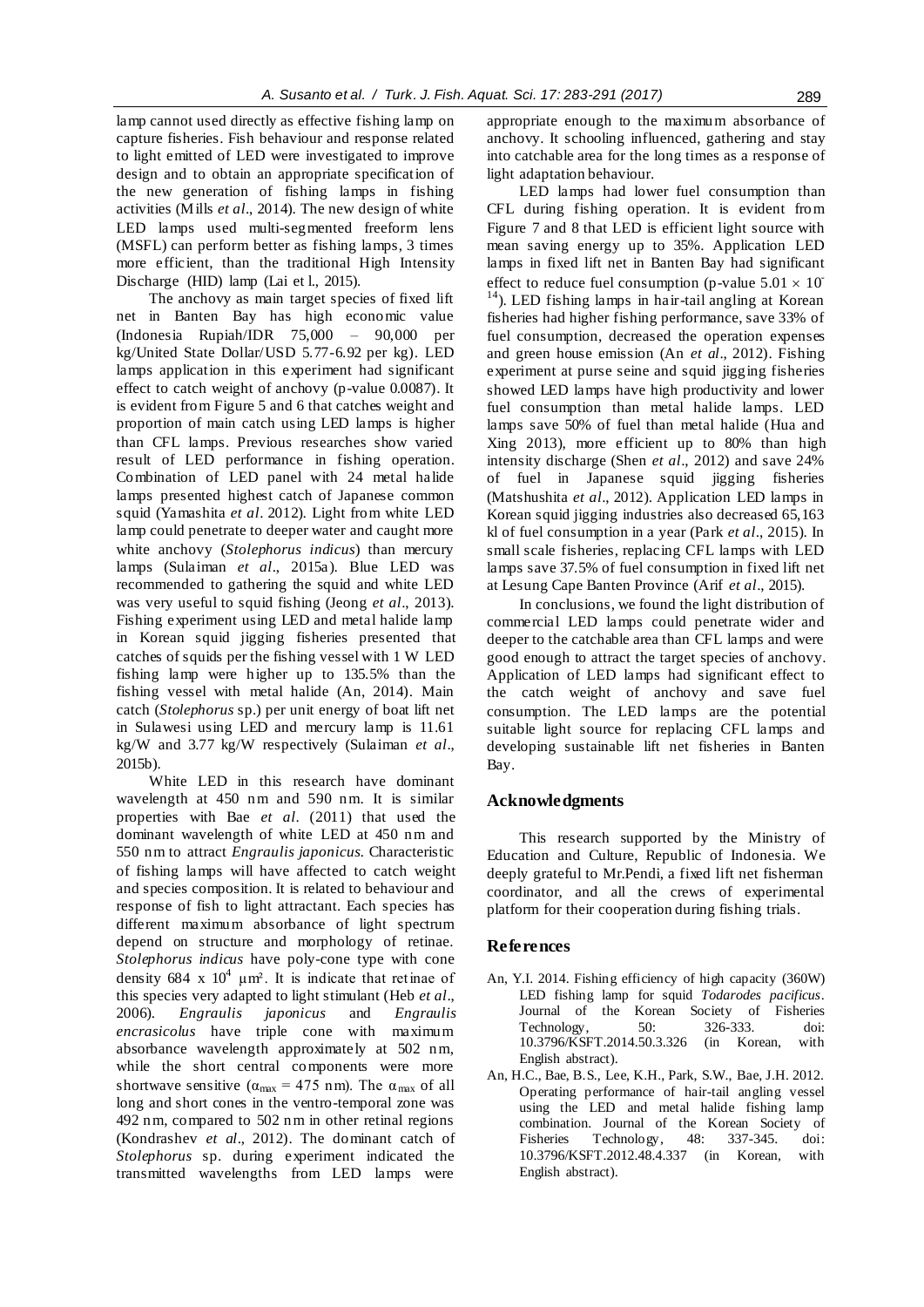lamp cannot used directly as effective fishing lamp on capture fisheries. Fish behaviour and response related to light emitted of LED were investigated to improve design and to obtain an appropriate specification of the new generation of fishing lamps in fishing activities (Mills *et al*., 2014). The new design of white LED lamps used multi-segmented freeform lens (MSFL) can perform better as fishing lamps, 3 times more efficient, than the traditional High Intensity Discharge (HID) lamp (Lai et l., 2015).

The anchovy as main target species of fixed lift net in Banten Bay has high economic value (Indonesia Rupiah/IDR 75,000 – 90,000 per kg/United State Dollar/USD 5.77-6.92 per kg). LED lamps application in this experiment had significant effect to catch weight of anchovy (p-value 0.0087). It is evident from Figure 5 and 6 that catches weight and proportion of main catch using LED lamps is higher than CFL lamps. Previous researches show varied result of LED performance in fishing operation. Combination of LED panel with 24 metal halide lamps presented highest catch of Japanese common squid (Yamashita *et al*. 2012). Light from white LED lamp could penetrate to deeper water and caught more white anchovy (*Stolephorus indicus*) than mercury lamps (Sulaiman *et al*., 2015a). Blue LED was recommended to gathering the squid and white LED was very useful to squid fishing (Jeong *et al*., 2013). Fishing experiment using LED and metal halide lamp in Korean squid jigging fisheries presented that catches of squids per the fishing vessel with 1 W LED fishing lamp were higher up to 135.5% than the fishing vessel with metal halide (An, 2014). Main catch (*Stolephorus* sp.) per unit energy of boat lift net in Sulawesi using LED and mercury lamp is 11.61 kg/W and 3.77 kg/W respectively (Sulaiman *et al*., 2015b).

White LED in this research have dominant wavelength at 450 nm and 590 nm. It is similar properties with Bae *et al*. (2011) that used the dominant wavelength of white LED at 450 nm and 550 nm to attract *Engraulis japonicus.* Characteristic of fishing lamps will have affected to catch weight and species composition. It is related to behaviour and response of fish to light attractant. Each species has different maximum absorbance of light spectrum depend on structure and morphology of retinae. *Stolephorus indicus* have poly-cone type with cone density 684 x $10^4$ µm². It is indicate that retinae of this species very adapted to light stimulant (Heb *et al*., 2006). *Engraulis japonicus* and *Engraulis encrasicolus* have triple cone with maximum absorbance wavelength approximately at 502 nm, while the short central components were more shortwave sensitive ($\alpha_{max}$ = 475 nm). The $\alpha_{max}$ of all long and short cones in the ventro-temporal zone was 492 nm, compared to 502 nm in other retinal regions (Kondrashev *et al*., 2012). The dominant catch of *Stolephorus* sp. during experiment indicated the transmitted wavelengths from LED lamps were appropriate enough to the maximum absorbance of anchovy. It schooling influenced, gathering and stay into catchable area for the long times as a response of light adaptation behaviour.

LED lamps had lower fuel consumption than CFL during fishing operation. It is evident from Figure 7 and 8 that LED is efficient light source with mean saving energy up to 35%. Application LED lamps in fixed lift net in Banten Bay had significant effect to reduce fuel consumption (p-value $5.01 \times 10^{-14}$). LED fishing lamps in hair-tail angling at Korean fisheries had higher fishing performance, save 33% of fuel consumption, decreased the operation expenses and green house emission (An *et al*., 2012). Fishing experiment at purse seine and squid jigging fisheries showed LED lamps have high productivity and lower fuel consumption than metal halide lamps. LED lamps save 50% of fuel than metal halide (Hua and Xing 2013), more efficient up to 80% than high intensity discharge (Shen *et al*., 2012) and save 24% of fuel in Japanese squid jigging fisheries (Matshushita *et al*., 2012). Application LED lamps in Korean squid jigging industries also decreased 65,163 kl of fuel consumption in a year (Park *et al*., 2015). In small scale fisheries, replacing CFL lamps with LED lamps save 37.5% of fuel consumption in fixed lift net at Lesung Cape Banten Province (Arif *et al*., 2015).

In conclusions, we found the light distribution of commercial LED lamps could penetrate wider and deeper to the catchable area than CFL lamps and were good enough to attract the target species of anchovy. Application of LED lamps had significant effect to the catch weight of anchovy and save fuel consumption. The LED lamps are the potential suitable light source for replacing CFL lamps and developing sustainable lift net fisheries in Banten Bay.

## Acknowledgments

This research supported by the Ministry of Education and Culture, Republic of Indonesia. We deeply grateful to Mr.Pendi, a fixed lift net fisherman coordinator, and all the crews of experimental platform for their cooperation during fishing trials.

## References

An, Y.I. 2014. Fishing efficiency of high capacity (360W) LED fishing lamp for squid *Todarodes pacificus*. Journal of the Korean Society of Fisheries Technology, 50: 326-333. doi: 10.3796/KSFT.2014.50.3.326 (in Korean, with English abstract).

An, H.C., Bae, B.S., Lee, K.H., Park, S.W., Bae, J.H. 2012. Operating performance of hair-tail angling vessel using the LED and metal halide fishing lamp combination. Journal of the Korean Society of Fisheries Technology, 48: 337-345. doi: 10.3796/KSFT.2012.48.4.337 (in Korean, with English abstract).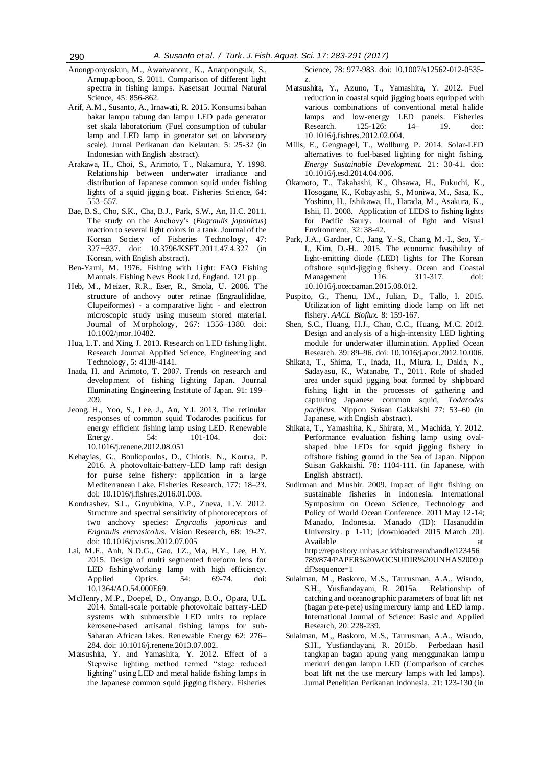Anongponyoskun, M., Awaiwanont, K., Ananpongsuk, S., Arnupapboon, S. 2011. Comparison of different light spectra in fishing lamps. Kasetsart Journal Natural Science, 45: 856-862.

Arif, A.M., Susanto, A., Irnawati, R. 2015. Konsumsi bahan bakar lampu tabung dan lampu LED pada generator set skala laboratorium (Fuel consumption of tubular lamp and LED lamp in generator set on laboratory scale). Jurnal Perikanan dan Kelautan. 5: 25-32 (in Indonesian with English abstract).

Arakawa, H., Choi, S., Arimoto, T., Nakamura, Y. 1998. Relationship between underwater irradiance and distribution of Japanese common squid under fishing lights of a squid jigging boat. Fisheries Science, 64: 553–557.

Bae, B.S., Cho, S.K., Cha, B.J., Park, S.W., An, H.C. 2011. The study on the Anchovy's (*Engraulis japonicus*) reaction to several light colors in a tank. Journal of the Korean Society of Fisheries Technology, 47: 327–337. doi: 10.3796/KSFT.2011.47.4.327 (in Korean, with English abstract).

Ben-Yami, M. 1976. Fishing with Light: FAO Fishing Manuals. Fishing News Book Ltd, England, 121 pp.

Heb, M., Meizer, R.R., Eser, R., Smola, U. 2006. The structure of anchovy outer retinae (Engraulididae, Clupeiformes) - a comparative light - and electron microscopic study using museum stored material. Journal of Morphology, 267: 1356–1380. doi: 10.1002/jmor.10482.

Hua, L.T. and Xing, J. 2013. Research on LED fishing light. Research Journal Applied Science, Engineering and Technology, 5: 4138-4141.

Inada, H. and Arimoto, T. 2007. Trends on research and development of fishing lighting Japan. Journal Illuminating Engineering Institute of Japan. 91: 199–209.

Jeong, H., Yoo, S., Lee, J., An, Y.I. 2013. The retinular responses of common squid Todarodes pacificus for energy efficient fishing lamp using LED. Renewable Energy. 54: 101-104. doi: 10.1016/j.renene.2012.08.051

Kehayias, G., Bouliopoulos, D., Chiotis, N., Koutra, P. 2016. A photovoltaic-battery-LED lamp raft design for purse seine fishery: application in a large Mediterranean Lake. Fisheries Research. 177: 18–23. doi: 10.1016/j.fishres.2016.01.003.

Kondrashev, S.L., Gnyubkina, V.P., Zueva, L.V. 2012. Structure and spectral sensitivity of photoreceptors of two anchovy species: *Engraulis japonicus* and *Engraulis encrasicolus*. Vision Research, 68: 19-27. doi: 10.1016/j.visres.2012.07.005

Lai, M.F., Anh, N.D.G., Gao, J.Z., Ma, H.Y., Lee, H.Y. 2015. Design of multi segmented freeform lens for LED fishing/working lamp with high efficiency. Applied Optics. 54: 69-74. doi: 10.1364/AO.54.000E69.

McHenry, M.P., Doepel, D., Onyango, B.O., Opara, U.L. 2014. Small-scale portable photovoltaic battery-LED systems with submersible LED units to replace kerosene-based artisanal fishing lamps for sub-Saharan African lakes. Renewable Energy 62: 276–284. doi: 10.1016/j.renene.2013.07.002.

Matsushita, Y. and Yamashita, Y. 2012. Effect of a Stepwise lighting method termed "stage reduced lighting" using LED and metal halide fishing lamps in the Japanese common squid jigging fishery. Fisheries Science, 78: 977-983. doi: 10.1007/s12562-012-0535-z.

Matsushita, Y., Azuno, T., Yamashita, Y. 2012. Fuel reduction in coastal squid jigging boats equipped with various combinations of conventional metal halide lamps and low-energy LED panels. Fisheries Research. 125-126: 14– 19. doi: 10.1016/j.fishres.2012.02.004.

Mills, E., Gengnagel, T., Wollburg, P. 2014. Solar-LED alternatives to fuel-based lighting for night fishing. *Energy Sustainable Development*. 21: 30-41. doi: 10.1016/j.esd.2014.04.006.

Okamoto, T., Takahashi, K., Ohsawa, H., Fukuchi, K., Hosogane, K., Kobayashi, S., Moniwa, M., Sasa, K., Yoshino, H., Ishikawa, H., Harada, M., Asakura, K., Ishii, H. 2008. Application of LEDS to fishing lights for Pacific Saury. Journal of light and Visual Environment, 32: 38-42.

Park, J.A., Gardner, C., Jang, Y.-S., Chang, M.-I., Seo, Y.-I., Kim, D.-H.. 2015. The economic feasibility of light-emitting diode (LED) lights for The Korean offshore squid-jigging fishery. Ocean and Coastal Management 116: 311-317. doi: 10.1016/j.ocecoaman.2015.08.012.

Puspito, G., Thenu, I.M., Julian, D., Tallo, I. 2015. Utilization of light emitting diode lamp on lift net fishery. *AACL Bioflux*. 8: 159-167.

Shen, S.C., Huang, H.J., Chao, C.C., Huang, M.C. 2012. Design and analysis of a high-intensity LED lighting module for underwater illumination. Applied Ocean Research. 39: 89–96. doi: 10.1016/j.apor.2012.10.006.

Shikata, T., Shima, T., Inada, H., Miura, I., Daida, N., Sadayasu, K., Watanabe, T., 2011. Role of shaded area under squid jigging boat formed by shipboard fishing light in the processes of gathering and capturing Japanese common squid, *Todarodes pacificus*. Nippon Suisan Gakkaishi 77: 53–60 (in Japanese, with English abstract).

Shikata, T., Yamashita, K., Shirata, M., Machida, Y. 2012. Performance evaluation fishing lamp using oval-shaped blue LEDs for squid jigging fishery in offshore fishing ground in the Sea of Japan. Nippon Suisan Gakkaishi. 78: 1104-111. (in Japanese, with English abstract).

Sudirman and Musbir. 2009. Impact of light fishing on sustainable fisheries in Indonesia. International Symposium on Ocean Science, Technology and Policy of World Ocean Conference. 2011 May 12-14; Manado, Indonesia. Manado (ID): Hasanuddin University. p 1-11; [downloaded 2015 March 20]. Available at http://repository.unhas.ac.id/bitstream/handle/123456789/874/PAPER%20WOCSUDIR%20UNHAS2009.pdf?sequence=1

Sulaiman, M., Baskoro, M.S., Taurusman, A.A., Wisudo, S.H., Yusfiandayani, R. 2015a. Relationship of catching and oceanographic parameters of boat lift net (bagan pete-pete) using mercury lamp and LED lamp. International Journal of Science: Basic and Applied Research, 20: 228-239.

Sulaiman, M,, Baskoro, M.S., Taurusman, A.A., Wisudo, S.H., Yusfiandayani, R. 2015b. Perbedaan hasil tangkapan bagan apung yang menggunakan lampu merkuri dengan lampu LED (Comparison of catches boat lift net the use mercury lamps with led lamps). Jurnal Penelitian Perikanan Indonesia. 21: 123-130 (in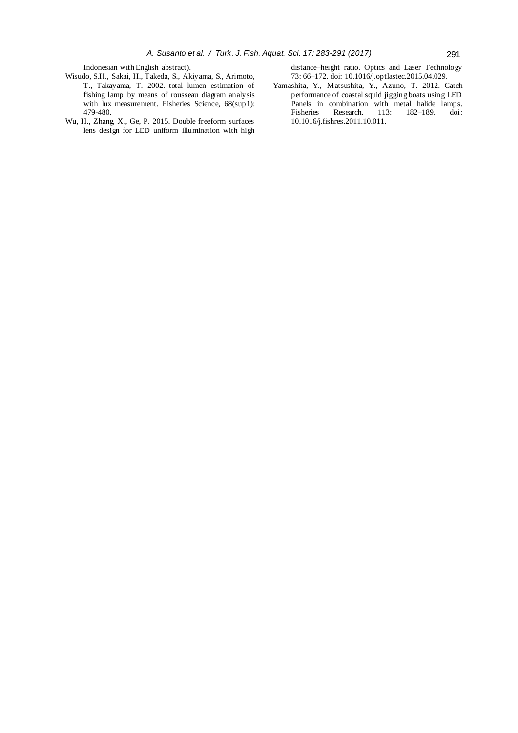Indonesian with English abstract).

Wisudo, S.H., Sakai, H., Takeda, S., Akiyama, S., Arimoto, T., Takayama, T. 2002. total lumen estimation of fishing lamp by means of rousseau diagram analysis with lux measurement. Fisheries Science, 68(sup1): 479-480.

Wu, H., Zhang, X., Ge, P. 2015. Double freeform surfaces lens design for LED uniform illumination with high distance–height ratio. Optics and Laser Technology 73: 66–172. doi: 10.1016/j.optlastec.2015.04.029.

Yamashita, Y., Matsushita, Y., Azuno, T. 2012. Catch performance of coastal squid jigging boats using LED Panels in combination with metal halide lamps. Fisheries Research. 113: 182–189. doi: 10.1016/j.fishres.2011.10.011.